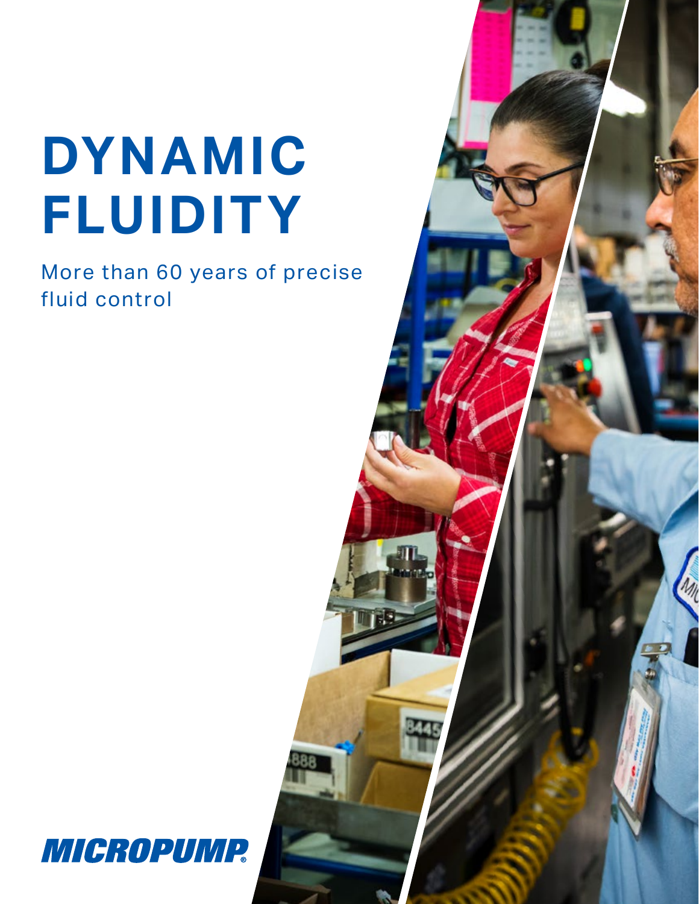# DYNAMIC FLUIDITY

More than 60 years of precise fluid control

MICROPUMP®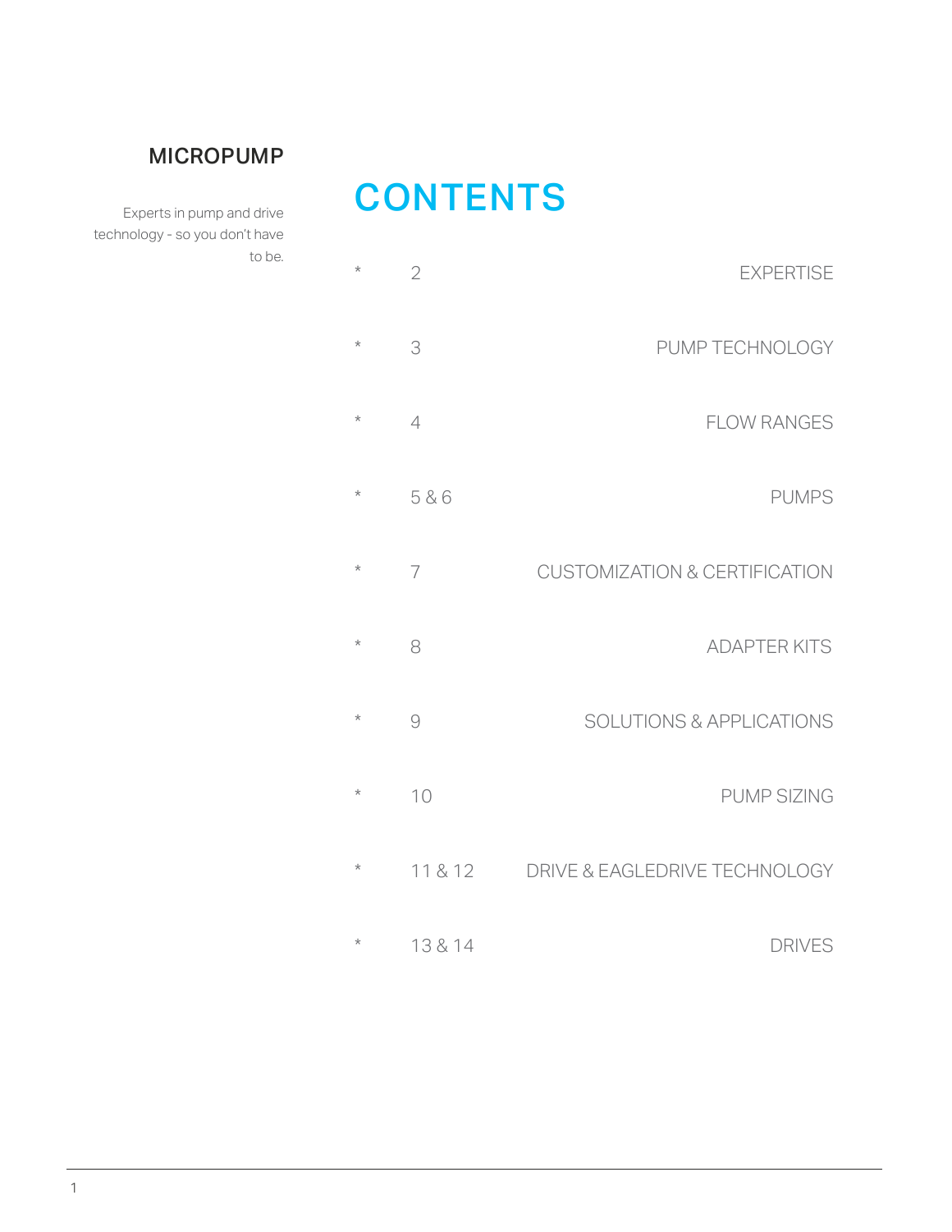MICROPUMP

Experts in pump and drive technology - so you don't have to be.

# CONTENTS

| | | |
|---|---|---|
| * | 2 | EXPERTISE |
| * | 3 | PUMP TECHNOLOGY |
| * | 4 | FLOW RANGES |
| * | 5 & 6 | PUMPS |
| * | 7 | CUSTOMIZATION & CERTIFICATION |
| * | 8 | ADAPTER KITS |
| * | 9 | SOLUTIONS & APPLICATIONS |
| * | 10 | PUMP SIZING |
| * | 11 & 12 | DRIVE & EAGLEDRIVE TECHNOLOGY |
| * | 13 & 14 | DRIVES |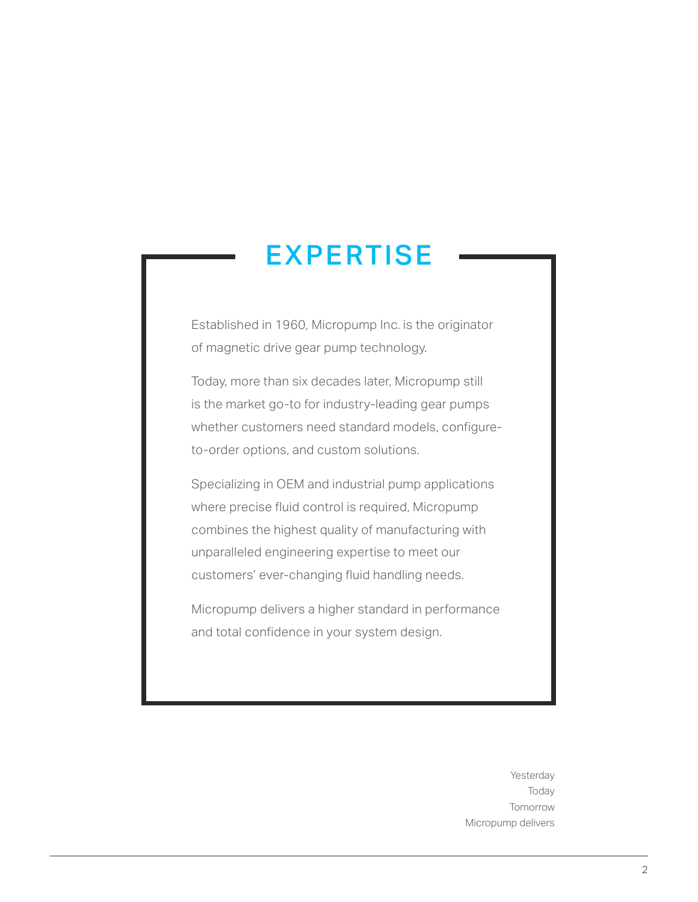# EXPERTISE

Established in 1960, Micropump Inc. is the originator of magnetic drive gear pump technology.

Today, more than six decades later, Micropump still is the market go-to for industry-leading gear pumps whether customers need standard models, configure-to-order options, and custom solutions.

Specializing in OEM and industrial pump applications where precise fluid control is required, Micropump combines the highest quality of manufacturing with unparalleled engineering expertise to meet our customers' ever-changing fluid handling needs.

Micropump delivers a higher standard in performance and total confidence in your system design.

Yesterday
Today
Tomorrow
Micropump delivers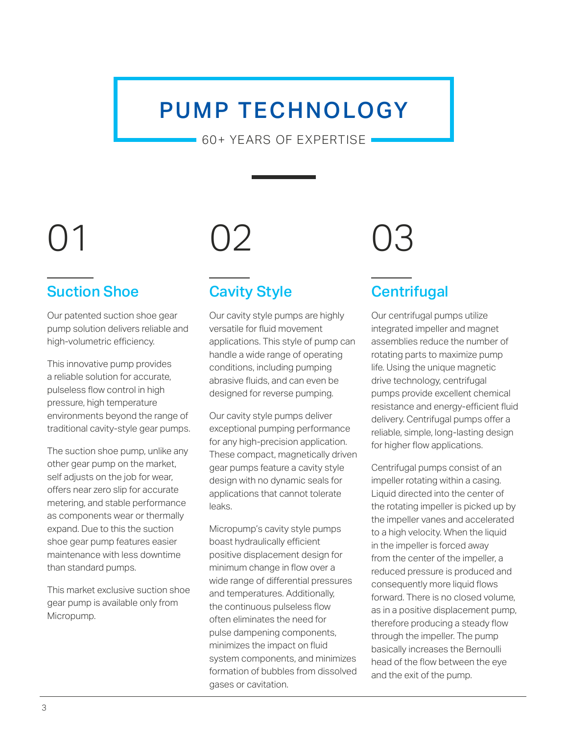# PUMP TECHNOLOGY

60+ YEARS OF EXPERTISE

## 01

### Suction Shoe

Our patented suction shoe gear pump solution delivers reliable and high-volumetric efficiency.

This innovative pump provides a reliable solution for accurate, pulseless flow control in high pressure, high temperature environments beyond the range of traditional cavity-style gear pumps.

The suction shoe pump, unlike any other gear pump on the market, self adjusts on the job for wear, offers near zero slip for accurate metering, and stable performance as components wear or thermally expand. Due to this the suction shoe gear pump features easier maintenance with less downtime than standard pumps.

This market exclusive suction shoe gear pump is available only from Micropump.

## 02

### Cavity Style

Our cavity style pumps are highly versatile for fluid movement applications. This style of pump can handle a wide range of operating conditions, including pumping abrasive fluids, and can even be designed for reverse pumping.

Our cavity style pumps deliver exceptional pumping performance for any high-precision application. These compact, magnetically driven gear pumps feature a cavity style design with no dynamic seals for applications that cannot tolerate leaks.

Micropump's cavity style pumps boast hydraulically efficient positive displacement design for minimum change in flow over a wide range of differential pressures and temperatures. Additionally, the continuous pulseless flow often eliminates the need for pulse dampening components, minimizes the impact on fluid system components, and minimizes formation of bubbles from dissolved gases or cavitation.

## 03

### Centrifugal

Our centrifugal pumps utilize integrated impeller and magnet assemblies reduce the number of rotating parts to maximize pump life. Using the unique magnetic drive technology, centrifugal pumps provide excellent chemical resistance and energy-efficient fluid delivery. Centrifugal pumps offer a reliable, simple, long-lasting design for higher flow applications.

Centrifugal pumps consist of an impeller rotating within a casing. Liquid directed into the center of the rotating impeller is picked up by the impeller vanes and accelerated to a high velocity. When the liquid in the impeller is forced away from the center of the impeller, a reduced pressure is produced and consequently more liquid flows forward. There is no closed volume, as in a positive displacement pump, therefore producing a steady flow through the impeller. The pump basically increases the Bernoulli head of the flow between the eye and the exit of the pump.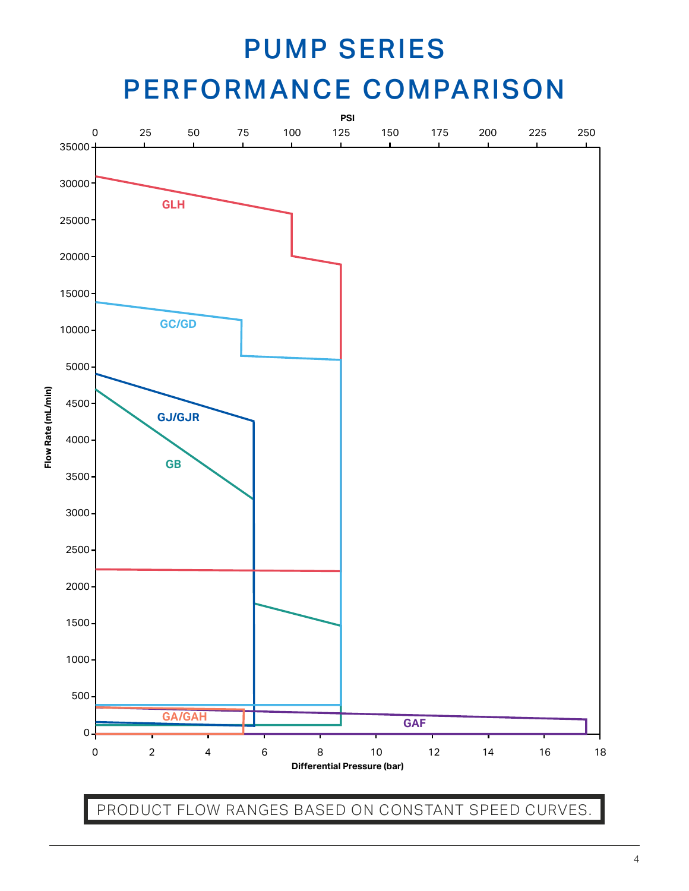# PUMP SERIES PERFORMANCE COMPARISON

PSI

Flow Rate (mL/min)

GLH

GC/GD

GJ/GJR

GB

GA/GAH

GAF

Differential Pressure (bar)

PRODUCT FLOW RANGES BASED ON CONSTANT SPEED CURVES.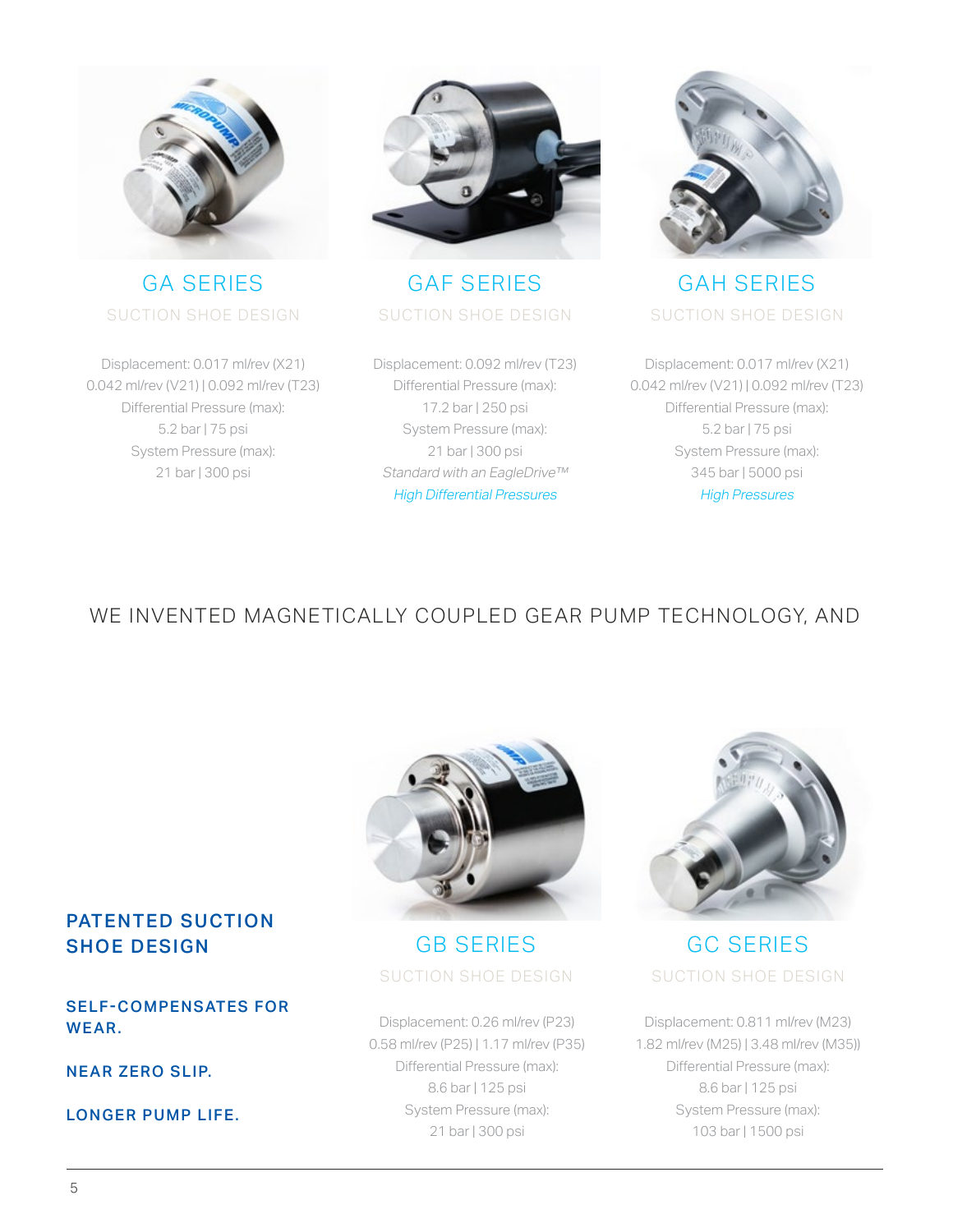## GA SERIES

SUCTION SHOE DESIGN

Displacement: 0.017 ml/rev (X21)
0.042 ml/rev (V21) | 0.092 ml/rev (T23)
Differential Pressure (max):
5.2 bar | 75 psi
System Pressure (max):
21 bar | 300 psi

## GAF SERIES

SUCTION SHOE DESIGN

Displacement: 0.092 ml/rev (T23)
Differential Pressure (max):
17.2 bar | 250 psi
System Pressure (max):
21 bar | 300 psi
*Standard with an EagleDrive™*
*High Differential Pressures*

## GAH SERIES

SUCTION SHOE DESIGN

Displacement: 0.017 ml/rev (X21)
0.042 ml/rev (V21) | 0.092 ml/rev (T23)
Differential Pressure (max):
5.2 bar | 75 psi
System Pressure (max):
345 bar | 5000 psi
*High Pressures*

WE INVENTED MAGNETICALLY COUPLED GEAR PUMP TECHNOLOGY, AND

**PATENTED SUCTION SHOE DESIGN**

**SELF-COMPENSATES FOR WEAR.**

**NEAR ZERO SLIP.**

**LONGER PUMP LIFE.**

## GB SERIES

SUCTION SHOE DESIGN

Displacement: 0.26 ml/rev (P23)
0.58 ml/rev (P25) | 1.17 ml/rev (P35)
Differential Pressure (max):
8.6 bar | 125 psi
System Pressure (max):
21 bar | 300 psi

## GC SERIES

SUCTION SHOE DESIGN

Displacement: 0.811 ml/rev (M23)
1.82 ml/rev (M25) | 3.48 ml/rev (M35))
Differential Pressure (max):
8.6 bar | 125 psi
System Pressure (max):
103 bar | 1500 psi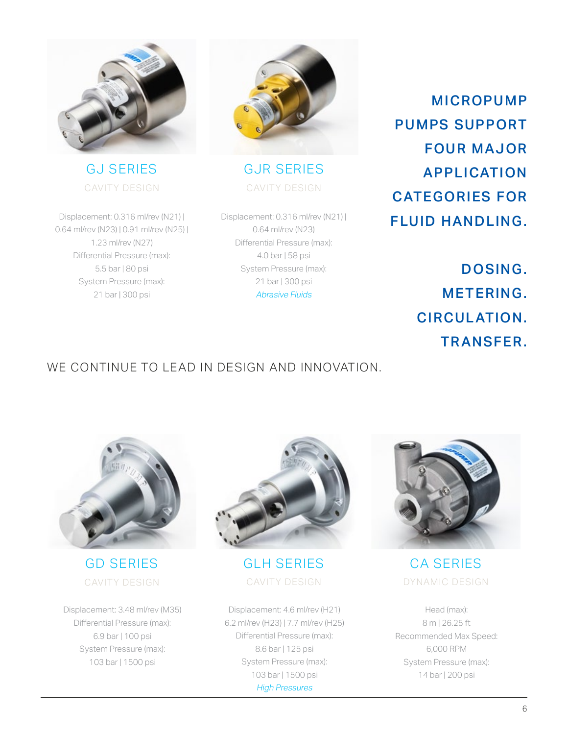## GJ SERIES

CAVITY DESIGN

Displacement: 0.316 ml/rev (N21) | 0.64 ml/rev (N23) | 0.91 ml/rev (N25) | 1.23 ml/rev (N27)
Differential Pressure (max):
5.5 bar | 80 psi
System Pressure (max):
21 bar | 300 psi

## GJR SERIES

CAVITY DESIGN

Displacement: 0.316 ml/rev (N21) | 0.64 ml/rev (N23)
Differential Pressure (max):
4.0 bar | 58 psi
System Pressure (max):
21 bar | 300 psi
*Abrasive Fluids*

## MICROPUMP PUMPS SUPPORT FOUR MAJOR APPLICATION CATEGORIES FOR FLUID HANDLING.

**DOSING.**
**METERING.**
**CIRCULATION.**
**TRANSFER.**

WE CONTINUE TO LEAD IN DESIGN AND INNOVATION.

## GD SERIES

CAVITY DESIGN

Displacement: 3.48 ml/rev (M35)
Differential Pressure (max):
6.9 bar | 100 psi
System Pressure (max):
103 bar | 1500 psi

## GLH SERIES

CAVITY DESIGN

Displacement: 4.6 ml/rev (H21)
6.2 ml/rev (H23) | 7.7 ml/rev (H25)
Differential Pressure (max):
8.6 bar | 125 psi
System Pressure (max):
103 bar | 1500 psi
*High Pressures*

## CA SERIES

DYNAMIC DESIGN

Head (max):
8 m | 26.25 ft
Recommended Max Speed:
6,000 RPM
System Pressure (max):
14 bar | 200 psi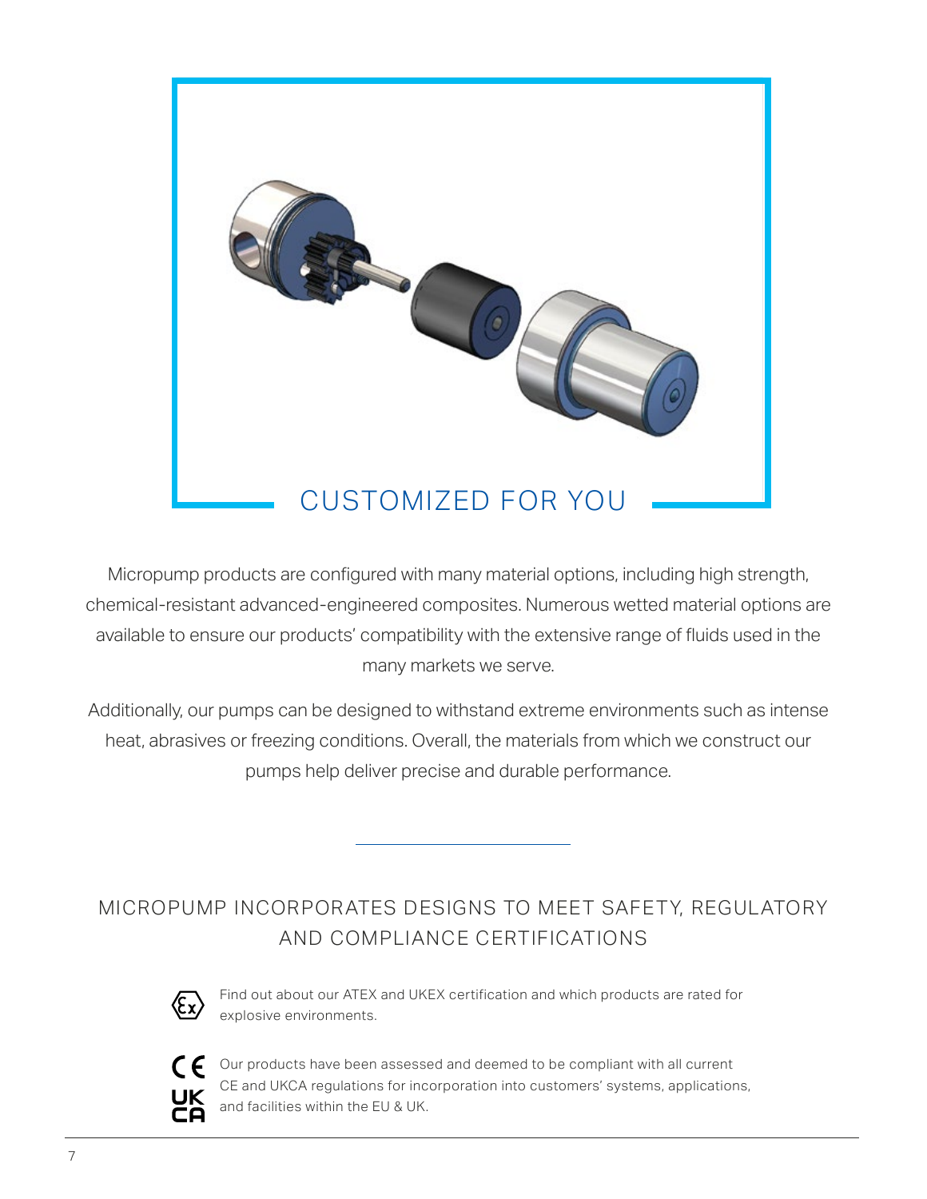## CUSTOMIZED FOR YOU

Micropump products are configured with many material options, including high strength, chemical-resistant advanced-engineered composites. Numerous wetted material options are available to ensure our products' compatibility with the extensive range of fluids used in the many markets we serve.

Additionally, our pumps can be designed to withstand extreme environments such as intense heat, abrasives or freezing conditions. Overall, the materials from which we construct our pumps help deliver precise and durable performance.

## MICROPUMP INCORPORATES DESIGNS TO MEET SAFETY, REGULATORY AND COMPLIANCE CERTIFICATIONS

Find out about our ATEX and UKEX certification and which products are rated for explosive environments.

Our products have been assessed and deemed to be compliant with all current CE and UKCA regulations for incorporation into customers' systems, applications, and facilities within the EU & UK.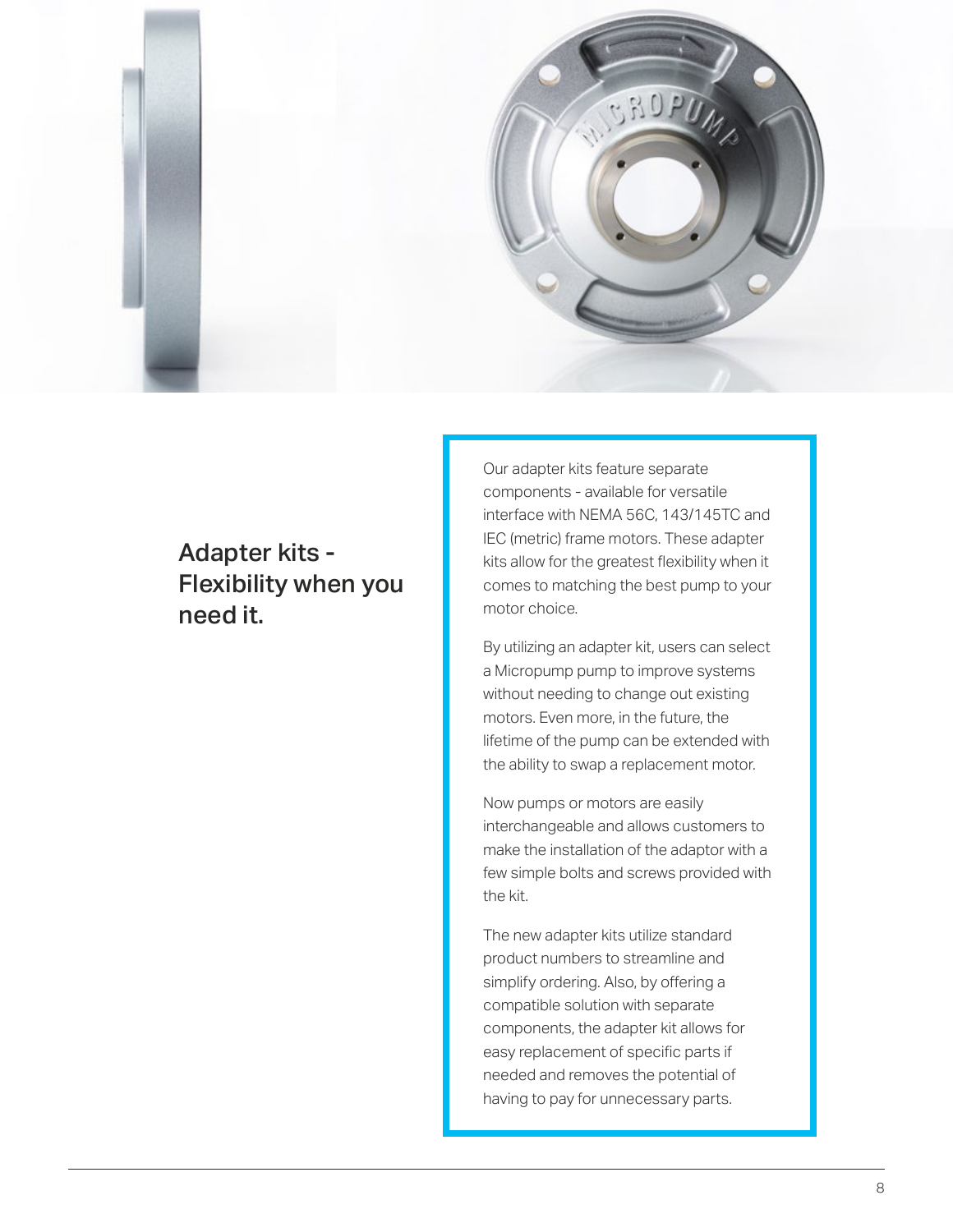## Adapter kits - Flexibility when you need it.

Our adapter kits feature separate components - available for versatile interface with NEMA 56C, 143/145TC and IEC (metric) frame motors. These adapter kits allow for the greatest flexibility when it comes to matching the best pump to your motor choice.

By utilizing an adapter kit, users can select a Micropump pump to improve systems without needing to change out existing motors. Even more, in the future, the lifetime of the pump can be extended with the ability to swap a replacement motor.

Now pumps or motors are easily interchangeable and allows customers to make the installation of the adaptor with a few simple bolts and screws provided with the kit.

The new adapter kits utilize standard product numbers to streamline and simplify ordering. Also, by offering a compatible solution with separate components, the adapter kit allows for easy replacement of specific parts if needed and removes the potential of having to pay for unnecessary parts.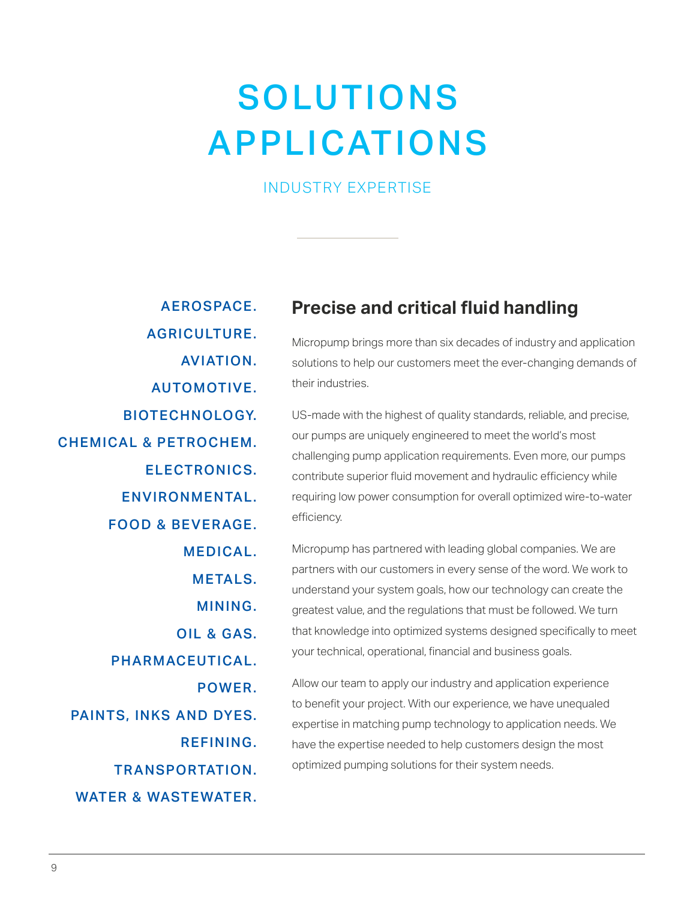# SOLUTIONS APPLICATIONS

INDUSTRY EXPERTISE

AEROSPACE.
AGRICULTURE.
AVIATION.
AUTOMOTIVE.
BIOTECHNOLOGY.
CHEMICAL & PETROCHEM.
ELECTRONICS.
ENVIRONMENTAL.
FOOD & BEVERAGE.
MEDICAL.
METALS.
MINING.
OIL & GAS.
PHARMACEUTICAL.
POWER.
PAINTS, INKS AND DYES.
REFINING.
TRANSPORTATION.
WATER & WASTEWATER.

## Precise and critical fluid handling

Micropump brings more than six decades of industry and application solutions to help our customers meet the ever-changing demands of their industries.

US-made with the highest of quality standards, reliable, and precise, our pumps are uniquely engineered to meet the world's most challenging pump application requirements. Even more, our pumps contribute superior fluid movement and hydraulic efficiency while requiring low power consumption for overall optimized wire-to-water efficiency.

Micropump has partnered with leading global companies. We are partners with our customers in every sense of the word. We work to understand your system goals, how our technology can create the greatest value, and the regulations that must be followed. We turn that knowledge into optimized systems designed specifically to meet your technical, operational, financial and business goals.

Allow our team to apply our industry and application experience to benefit your project. With our experience, we have unequaled expertise in matching pump technology to application needs. We have the expertise needed to help customers design the most optimized pumping solutions for their system needs.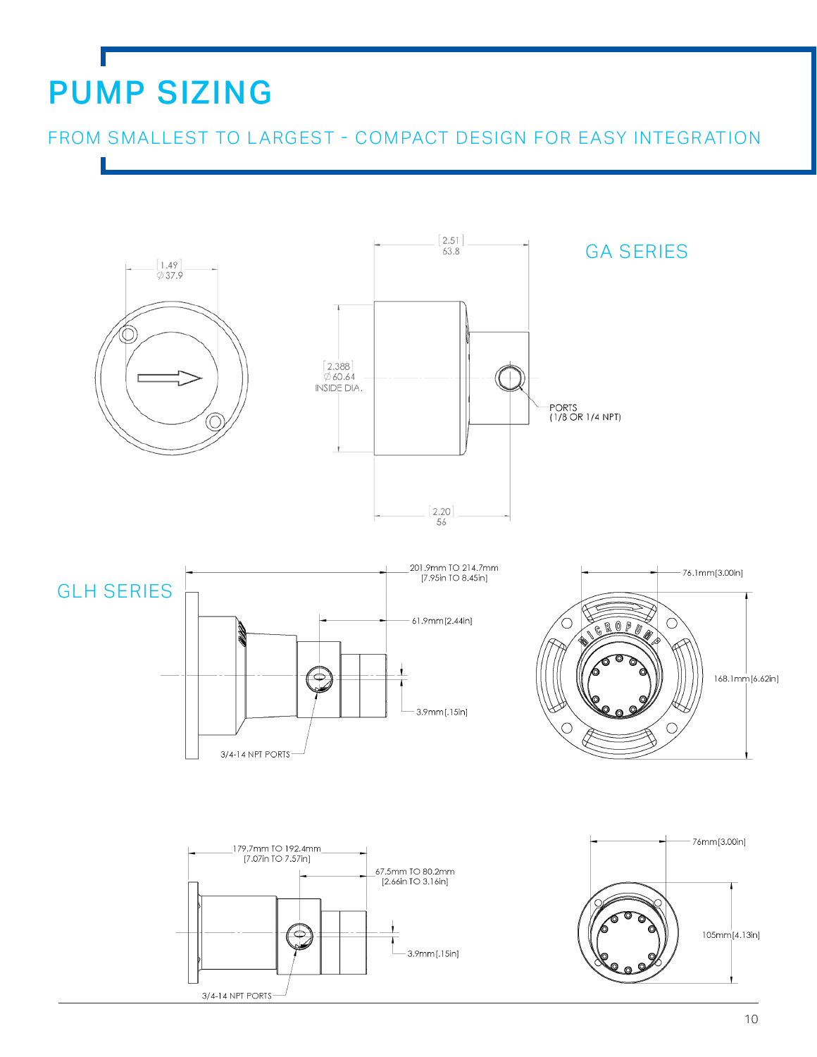# PUMP SIZING

## FROM SMALLEST TO LARGEST - COMPACT DESIGN FOR EASY INTEGRATION

### GA SERIES

[1.49]
∅37.9

[2.51]
63.8

[2.388]
∅60.64
INSIDE DIA.

PORTS
(1/8 OR 1/4 NPT)

[2.20]
56

### GLH SERIES

201.9mm TO 214.7mm
[7.95in TO 8.45in]

61.9mm [2.44in]

3.9mm [.15in]

3/4-14 NPT PORTS

76.1mm [3.00in]

168.1mm [6.62in]

179.7mm TO 192.4mm
[7.07in TO 7.57in]

67.5mm TO 80.2mm
[2.66in TO 3.16in]

3.9mm [.15in]

3/4-14 NPT PORTS

76mm [3.00in]

105mm [4.13in]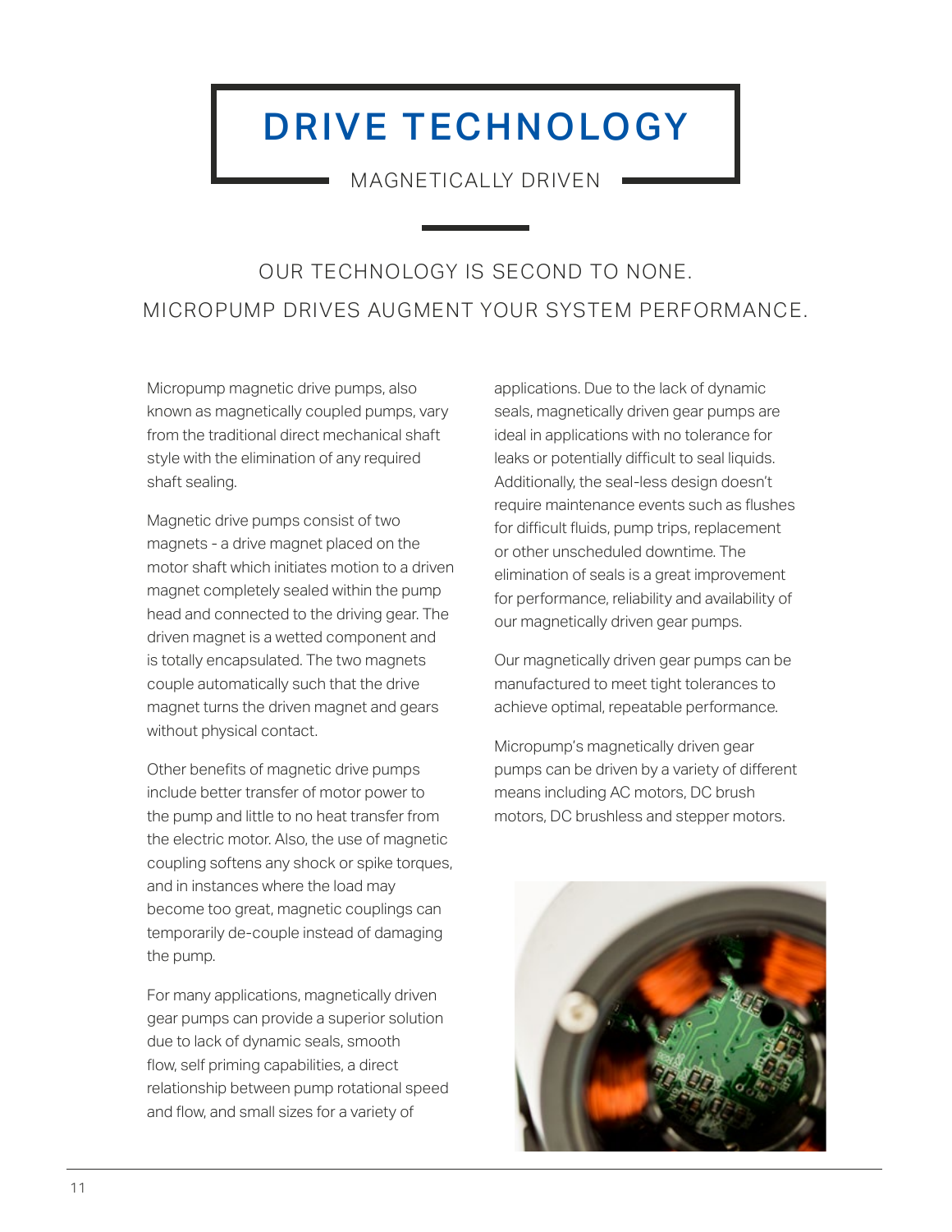# DRIVE TECHNOLOGY

## MAGNETICALLY DRIVEN

### OUR TECHNOLOGY IS SECOND TO NONE.
### MICROPUMP DRIVES AUGMENT YOUR SYSTEM PERFORMANCE.

Micropump magnetic drive pumps, also known as magnetically coupled pumps, vary from the traditional direct mechanical shaft style with the elimination of any required shaft sealing.

Magnetic drive pumps consist of two magnets - a drive magnet placed on the motor shaft which initiates motion to a driven magnet completely sealed within the pump head and connected to the driving gear. The driven magnet is a wetted component and is totally encapsulated. The two magnets couple automatically such that the drive magnet turns the driven magnet and gears without physical contact.

Other benefits of magnetic drive pumps include better transfer of motor power to the pump and little to no heat transfer from the electric motor. Also, the use of magnetic coupling softens any shock or spike torques, and in instances where the load may become too great, magnetic couplings can temporarily de-couple instead of damaging the pump.

For many applications, magnetically driven gear pumps can provide a superior solution due to lack of dynamic seals, smooth flow, self priming capabilities, a direct relationship between pump rotational speed and flow, and small sizes for a variety of applications. Due to the lack of dynamic seals, magnetically driven gear pumps are ideal in applications with no tolerance for leaks or potentially difficult to seal liquids. Additionally, the seal-less design doesn't require maintenance events such as flushes for difficult fluids, pump trips, replacement or other unscheduled downtime. The elimination of seals is a great improvement for performance, reliability and availability of our magnetically driven gear pumps.

Our magnetically driven gear pumps can be manufactured to meet tight tolerances to achieve optimal, repeatable performance.

Micropump's magnetically driven gear pumps can be driven by a variety of different means including AC motors, DC brush motors, DC brushless and stepper motors.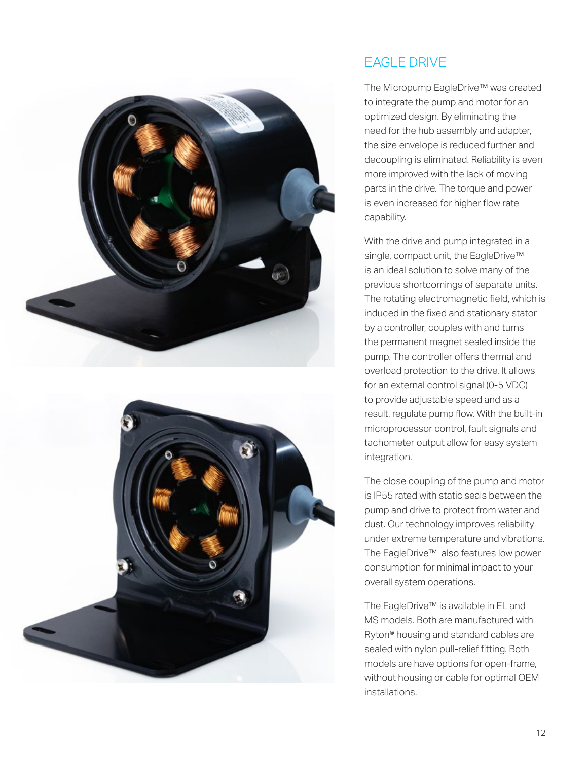## EAGLE DRIVE

The Micropump EagleDrive™ was created to integrate the pump and motor for an optimized design. By eliminating the need for the hub assembly and adapter, the size envelope is reduced further and decoupling is eliminated. Reliability is even more improved with the lack of moving parts in the drive. The torque and power is even increased for higher flow rate capability.

With the drive and pump integrated in a single, compact unit, the EagleDrive™ is an ideal solution to solve many of the previous shortcomings of separate units. The rotating electromagnetic field, which is induced in the fixed and stationary stator by a controller, couples with and turns the permanent magnet sealed inside the pump. The controller offers thermal and overload protection to the drive. It allows for an external control signal (0-5 VDC) to provide adjustable speed and as a result, regulate pump flow. With the built-in microprocessor control, fault signals and tachometer output allow for easy system integration.

The close coupling of the pump and motor is IP55 rated with static seals between the pump and drive to protect from water and dust. Our technology improves reliability under extreme temperature and vibrations. The EagleDrive™ also features low power consumption for minimal impact to your overall system operations.

The EagleDrive™ is available in EL and MS models. Both are manufactured with Ryton® housing and standard cables are sealed with nylon pull-relief fitting. Both models are have options for open-frame, without housing or cable for optimal OEM installations.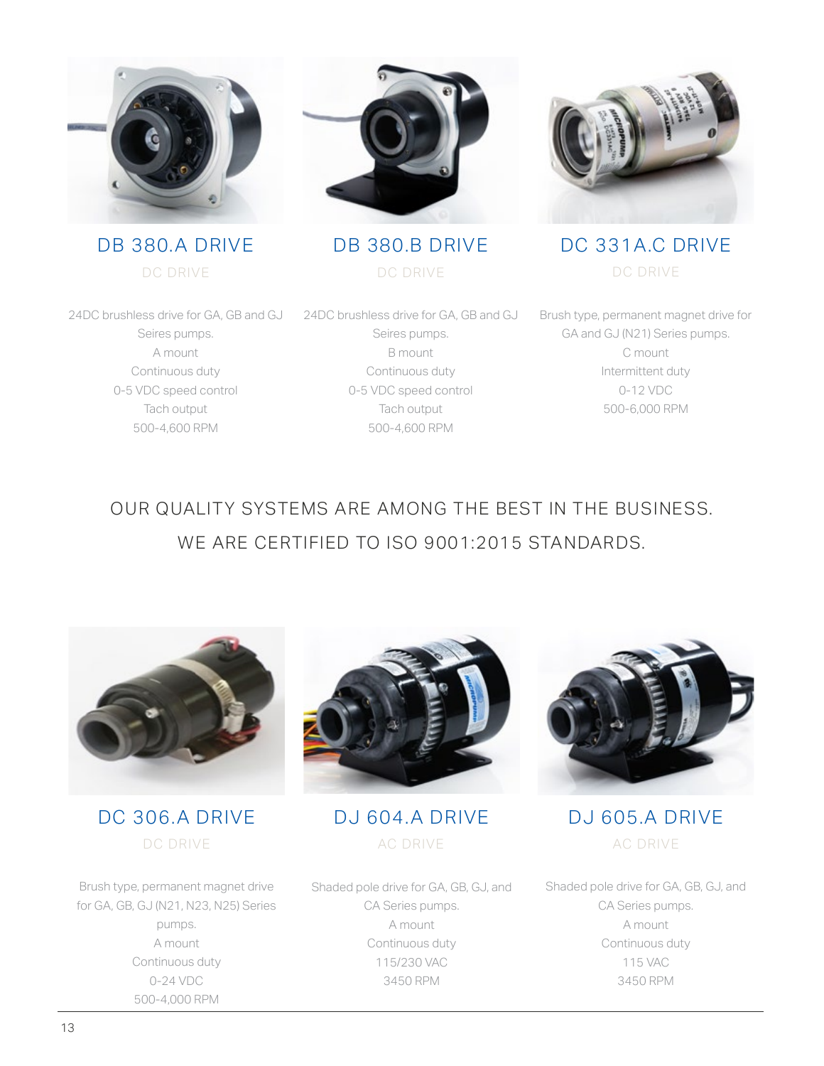## DB 380.A DRIVE

DC DRIVE

24DC brushless drive for GA, GB and GJ Seires pumps.
A mount
Continuous duty
0-5 VDC speed control
Tach output
500-4,600 RPM

## DB 380.B DRIVE

DC DRIVE

24DC brushless drive for GA, GB and GJ Seires pumps.
B mount
Continuous duty
0-5 VDC speed control
Tach output
500-4,600 RPM

## DC 331A.C DRIVE

DC DRIVE

Brush type, permanent magnet drive for GA and GJ (N21) Series pumps.
C mount
Intermittent duty
0-12 VDC
500-6,000 RPM

OUR QUALITY SYSTEMS ARE AMONG THE BEST IN THE BUSINESS.
WE ARE CERTIFIED TO ISO 9001:2015 STANDARDS.

## DC 306.A DRIVE

DC DRIVE

Brush type, permanent magnet drive for GA, GB, GJ (N21, N23, N25) Series pumps.
A mount
Continuous duty
0-24 VDC
500-4,000 RPM

## DJ 604.A DRIVE

AC DRIVE

Shaded pole drive for GA, GB, GJ, and CA Series pumps.
A mount
Continuous duty
115/230 VAC
3450 RPM

## DJ 605.A DRIVE

AC DRIVE

Shaded pole drive for GA, GB, GJ, and CA Series pumps.
A mount
Continuous duty
115 VAC
3450 RPM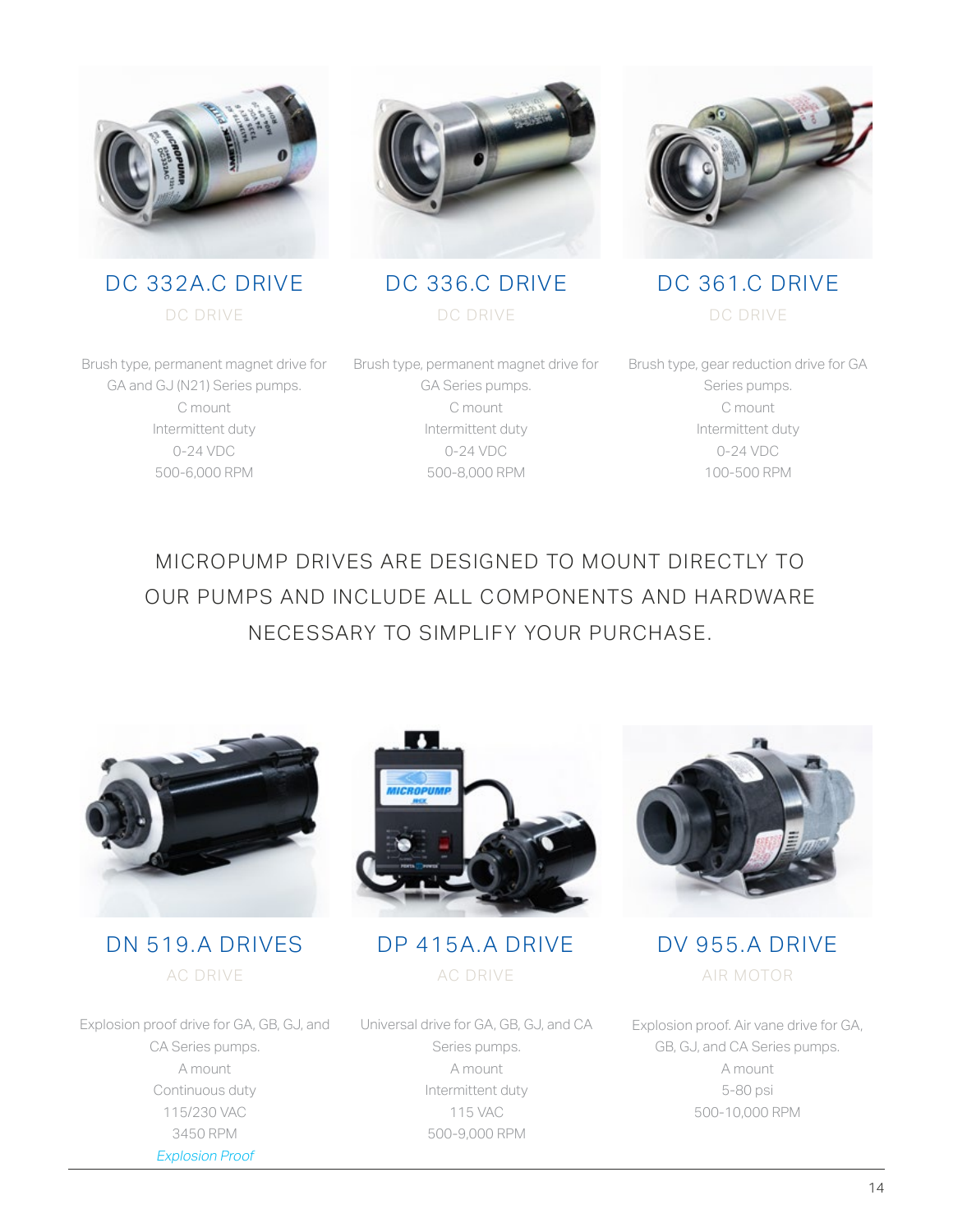## DC 332A.C DRIVE

DC DRIVE

Brush type, permanent magnet drive for GA and GJ (N21) Series pumps.
C mount
Intermittent duty
0-24 VDC
500-6,000 RPM

## DC 336.C DRIVE

DC DRIVE

Brush type, permanent magnet drive for GA Series pumps.
C mount
Intermittent duty
0-24 VDC
500-8,000 RPM

## DC 361.C DRIVE

DC DRIVE

Brush type, gear reduction drive for GA Series pumps.
C mount
Intermittent duty
0-24 VDC
100-500 RPM

MICROPUMP DRIVES ARE DESIGNED TO MOUNT DIRECTLY TO OUR PUMPS AND INCLUDE ALL COMPONENTS AND HARDWARE NECESSARY TO SIMPLIFY YOUR PURCHASE.

## DN 519.A DRIVES

AC DRIVE

Explosion proof drive for GA, GB, GJ, and CA Series pumps.
A mount
Continuous duty
115/230 VAC
3450 RPM
*Explosion Proof*

## DP 415A.A DRIVE

AC DRIVE

Universal drive for GA, GB, GJ, and CA Series pumps.
A mount
Intermittent duty
115 VAC
500-9,000 RPM

## DV 955.A DRIVE

AIR MOTOR

Explosion proof. Air vane drive for GA, GB, GJ, and CA Series pumps.
A mount
5-80 psi
500-10,000 RPM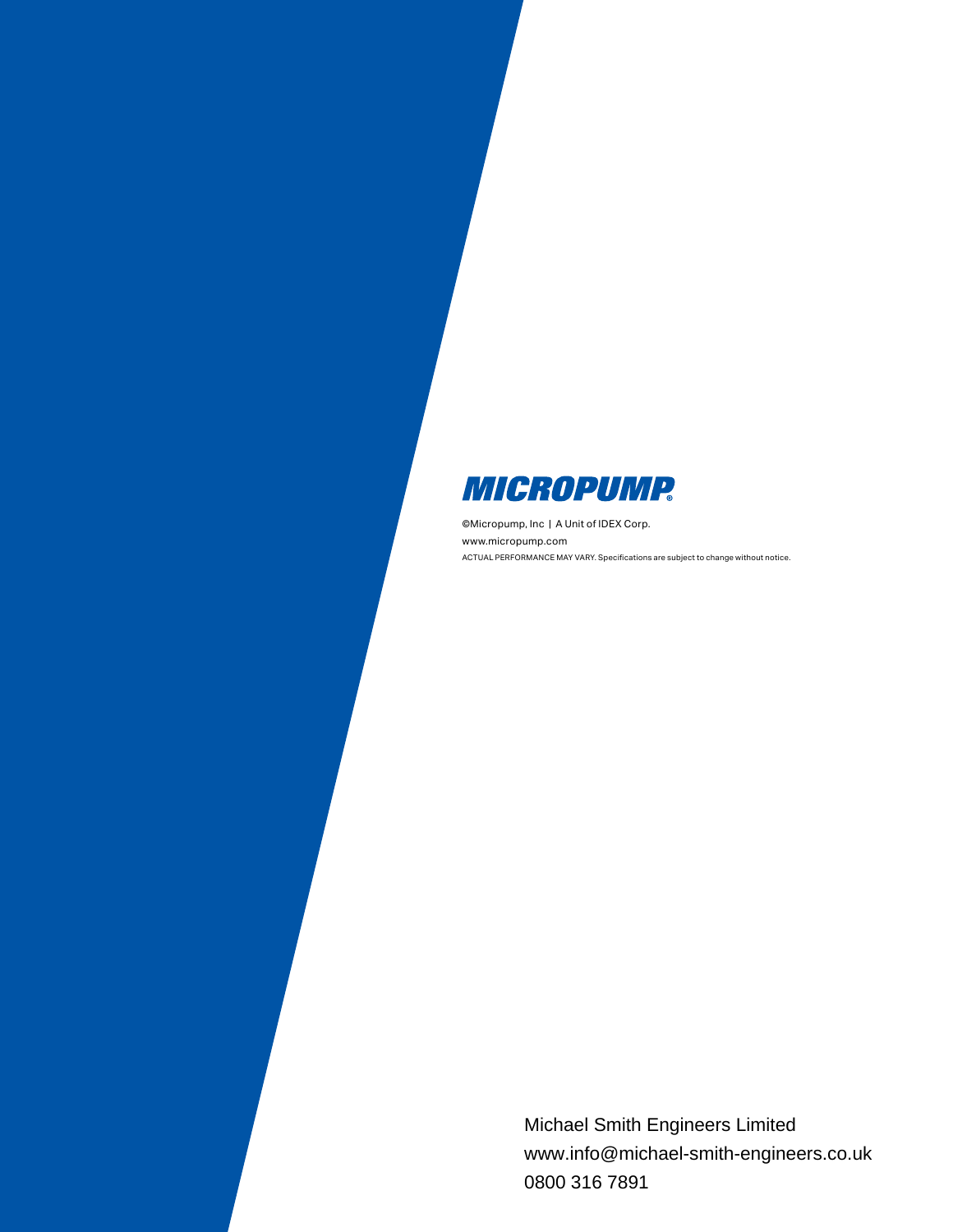**MICROPUMP**

©Micropump, Inc | A Unit of IDEX Corp.

www.micropump.com

ACTUAL PERFORMANCE MAY VARY. Specifications are subject to change without notice.

Michael Smith Engineers Limited

www.info@michael-smith-engineers.co.uk

0800 316 7891